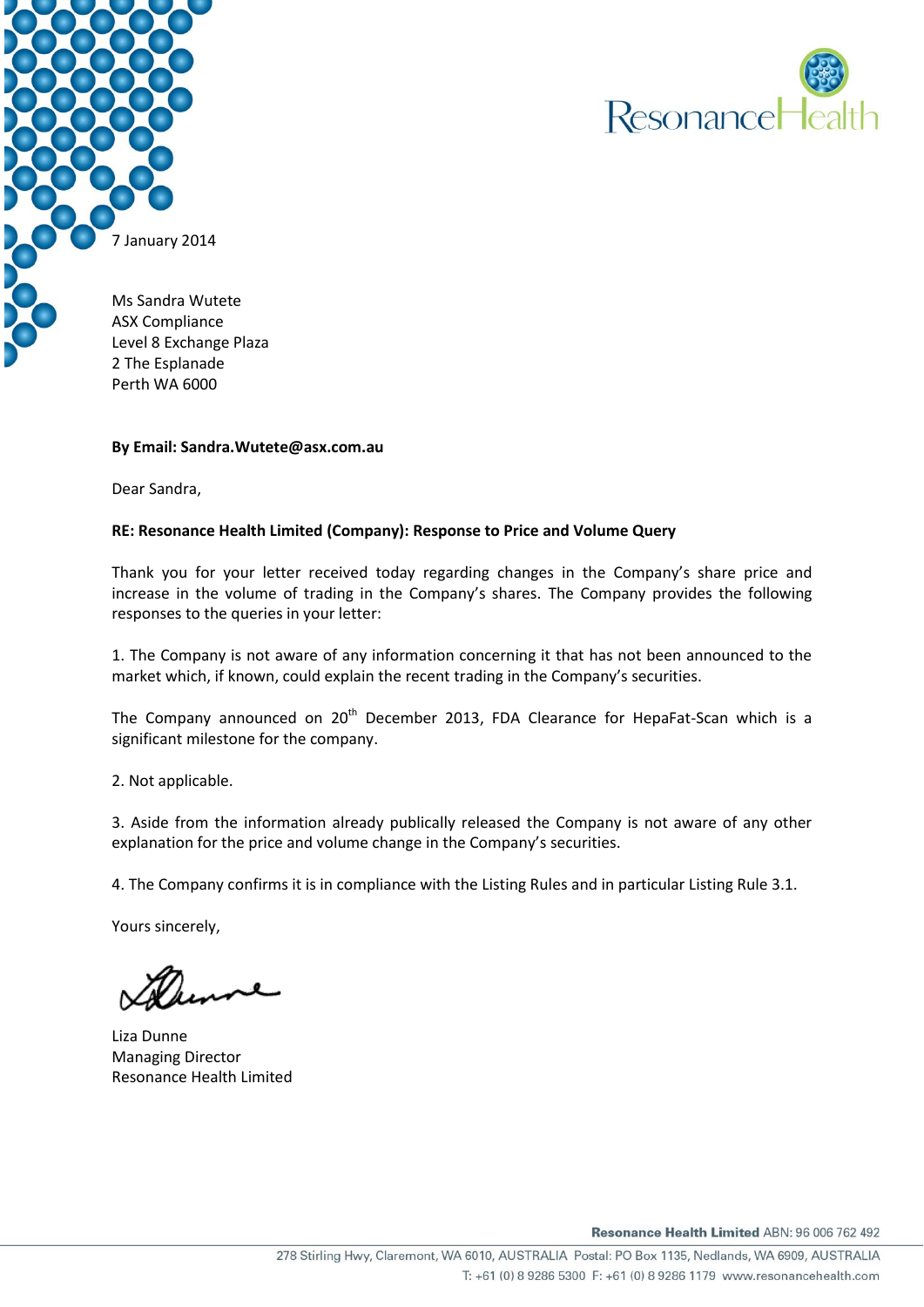7 January 2014

Ms Sandra Wutete
ASX Compliance
Level 8 Exchange Plaza
2 The Esplanade
Perth WA 6000

**By Email: Sandra.Wutete@asx.com.au**

Dear Sandra,

**RE: Resonance Health Limited (Company): Response to Price and Volume Query**

Thank you for your letter received today regarding changes in the Company's share price and increase in the volume of trading in the Company's shares. The Company provides the following responses to the queries in your letter:

1. The Company is not aware of any information concerning it that has not been announced to the market which, if known, could explain the recent trading in the Company's securities.

The Company announced on 20th December 2013, FDA Clearance for HepaFat-Scan which is a significant milestone for the company.

2. Not applicable.

3. Aside from the information already publically released the Company is not aware of any other explanation for the price and volume change in the Company's securities.

4. The Company confirms it is in compliance with the Listing Rules and in particular Listing Rule 3.1.

Yours sincerely,

Liza Dunne
Managing Director
Resonance Health Limited

**Resonance Health Limited** ABN: 96 006 762 492
278 Stirling Hwy, Claremont, WA 6010, AUSTRALIA Postal: PO Box 1135, Nedlands, WA 6909, AUSTRALIA
T: +61 (0) 8 9286 5300 F: +61 (0) 8 9286 1179 www.resonancehealth.com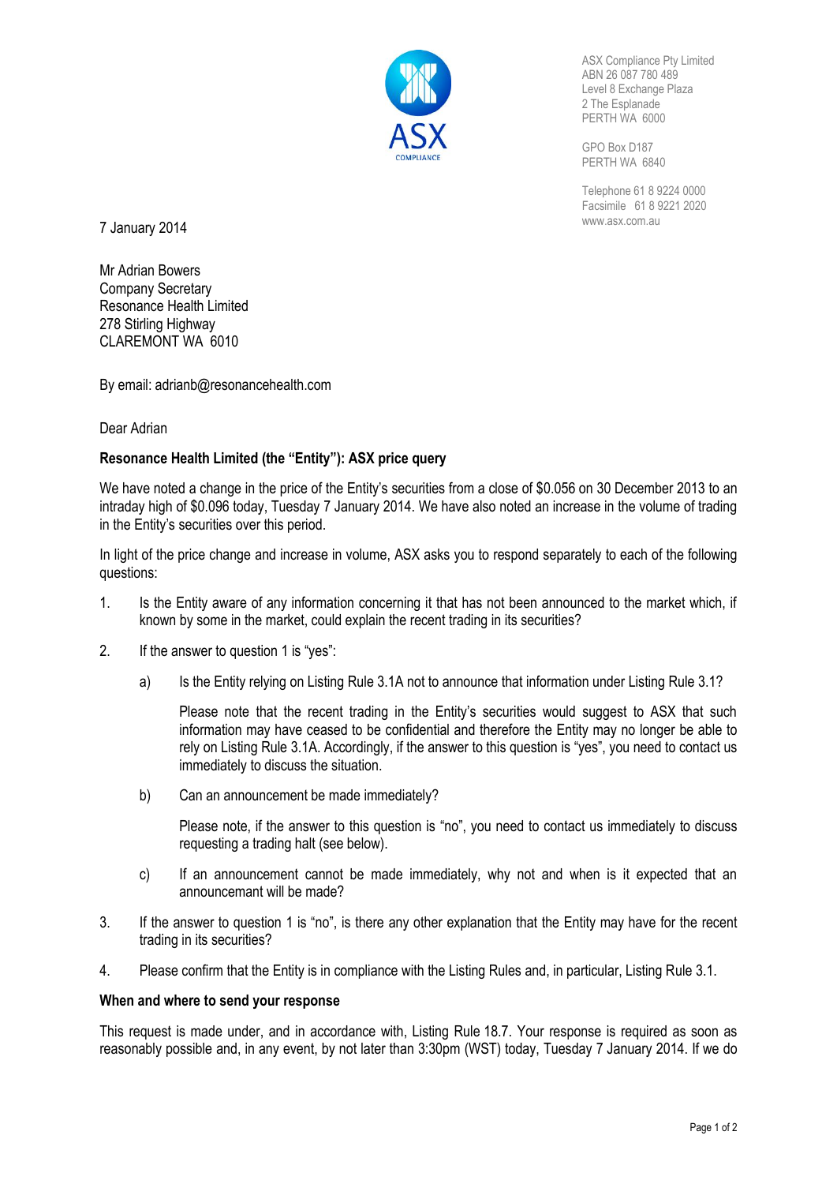ASX Compliance Pty Limited
ABN 26 087 780 489
Level 8 Exchange Plaza
2 The Esplanade
PERTH WA 6000

GPO Box D187
PERTH WA 6840

Telephone 61 8 9224 0000
Facsimile 61 8 9221 2020
www.asx.com.au

7 January 2014

Mr Adrian Bowers
Company Secretary
Resonance Health Limited
278 Stirling Highway
CLAREMONT WA 6010

By email: adrianb@resonancehealth.com

Dear Adrian

**Resonance Health Limited (the "Entity"): ASX price query**

We have noted a change in the price of the Entity's securities from a close of $0.056 on 30 December 2013 to an intraday high of $0.096 today, Tuesday 7 January 2014. We have also noted an increase in the volume of trading in the Entity's securities over this period.

In light of the price change and increase in volume, ASX asks you to respond separately to each of the following questions:

1. Is the Entity aware of any information concerning it that has not been announced to the market which, if known by some in the market, could explain the recent trading in its securities?

2. If the answer to question 1 is "yes":

   a) Is the Entity relying on Listing Rule 3.1A not to announce that information under Listing Rule 3.1?

      Please note that the recent trading in the Entity's securities would suggest to ASX that such information may have ceased to be confidential and therefore the Entity may no longer be able to rely on Listing Rule 3.1A. Accordingly, if the answer to this question is "yes", you need to contact us immediately to discuss the situation.

   b) Can an announcement be made immediately?

      Please note, if the answer to this question is "no", you need to contact us immediately to discuss requesting a trading halt (see below).

   c) If an announcement cannot be made immediately, why not and when is it expected that an announcemant will be made?

3. If the answer to question 1 is "no", is there any other explanation that the Entity may have for the recent trading in its securities?

4. Please confirm that the Entity is in compliance with the Listing Rules and, in particular, Listing Rule 3.1.

**When and where to send your response**

This request is made under, and in accordance with, Listing Rule 18.7. Your response is required as soon as reasonably possible and, in any event, by not later than 3:30pm (WST) today, Tuesday 7 January 2014. If we do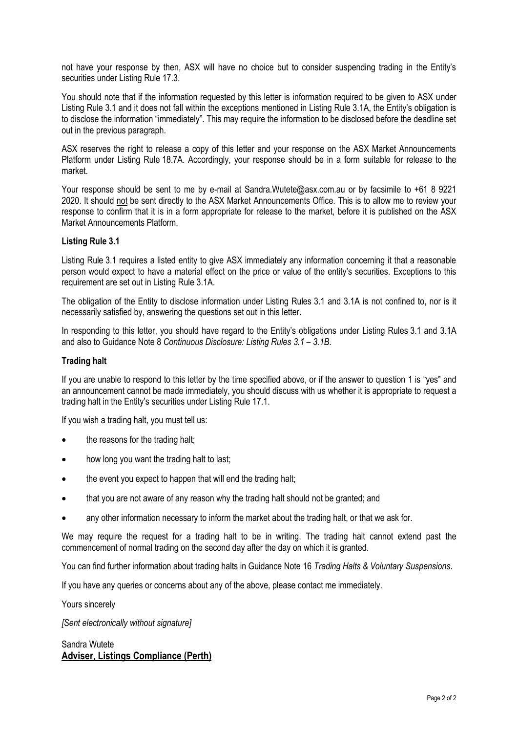not have your response by then, ASX will have no choice but to consider suspending trading in the Entity's securities under Listing Rule 17.3.

You should note that if the information requested by this letter is information required to be given to ASX under Listing Rule 3.1 and it does not fall within the exceptions mentioned in Listing Rule 3.1A, the Entity's obligation is to disclose the information "immediately". This may require the information to be disclosed before the deadline set out in the previous paragraph.

ASX reserves the right to release a copy of this letter and your response on the ASX Market Announcements Platform under Listing Rule 18.7A. Accordingly, your response should be in a form suitable for release to the market.

Your response should be sent to me by e-mail at Sandra.Wutete@asx.com.au or by facsimile to +61 8 9221 2020. It should not be sent directly to the ASX Market Announcements Office. This is to allow me to review your response to confirm that it is in a form appropriate for release to the market, before it is published on the ASX Market Announcements Platform.

**Listing Rule 3.1**

Listing Rule 3.1 requires a listed entity to give ASX immediately any information concerning it that a reasonable person would expect to have a material effect on the price or value of the entity's securities. Exceptions to this requirement are set out in Listing Rule 3.1A.

The obligation of the Entity to disclose information under Listing Rules 3.1 and 3.1A is not confined to, nor is it necessarily satisfied by, answering the questions set out in this letter.

In responding to this letter, you should have regard to the Entity's obligations under Listing Rules 3.1 and 3.1A and also to Guidance Note 8 *Continuous Disclosure: Listing Rules 3.1 – 3.1B*.

**Trading halt**

If you are unable to respond to this letter by the time specified above, or if the answer to question 1 is "yes" and an announcement cannot be made immediately, you should discuss with us whether it is appropriate to request a trading halt in the Entity's securities under Listing Rule 17.1.

If you wish a trading halt, you must tell us:

- the reasons for the trading halt;
- how long you want the trading halt to last;
- the event you expect to happen that will end the trading halt;
- that you are not aware of any reason why the trading halt should not be granted; and
- any other information necessary to inform the market about the trading halt, or that we ask for.

We may require the request for a trading halt to be in writing. The trading halt cannot extend past the commencement of normal trading on the second day after the day on which it is granted.

You can find further information about trading halts in Guidance Note 16 *Trading Halts & Voluntary Suspensions*.

If you have any queries or concerns about any of the above, please contact me immediately.

Yours sincerely

*[Sent electronically without signature]*

Sandra Wutete
**Adviser, Listings Compliance (Perth)**